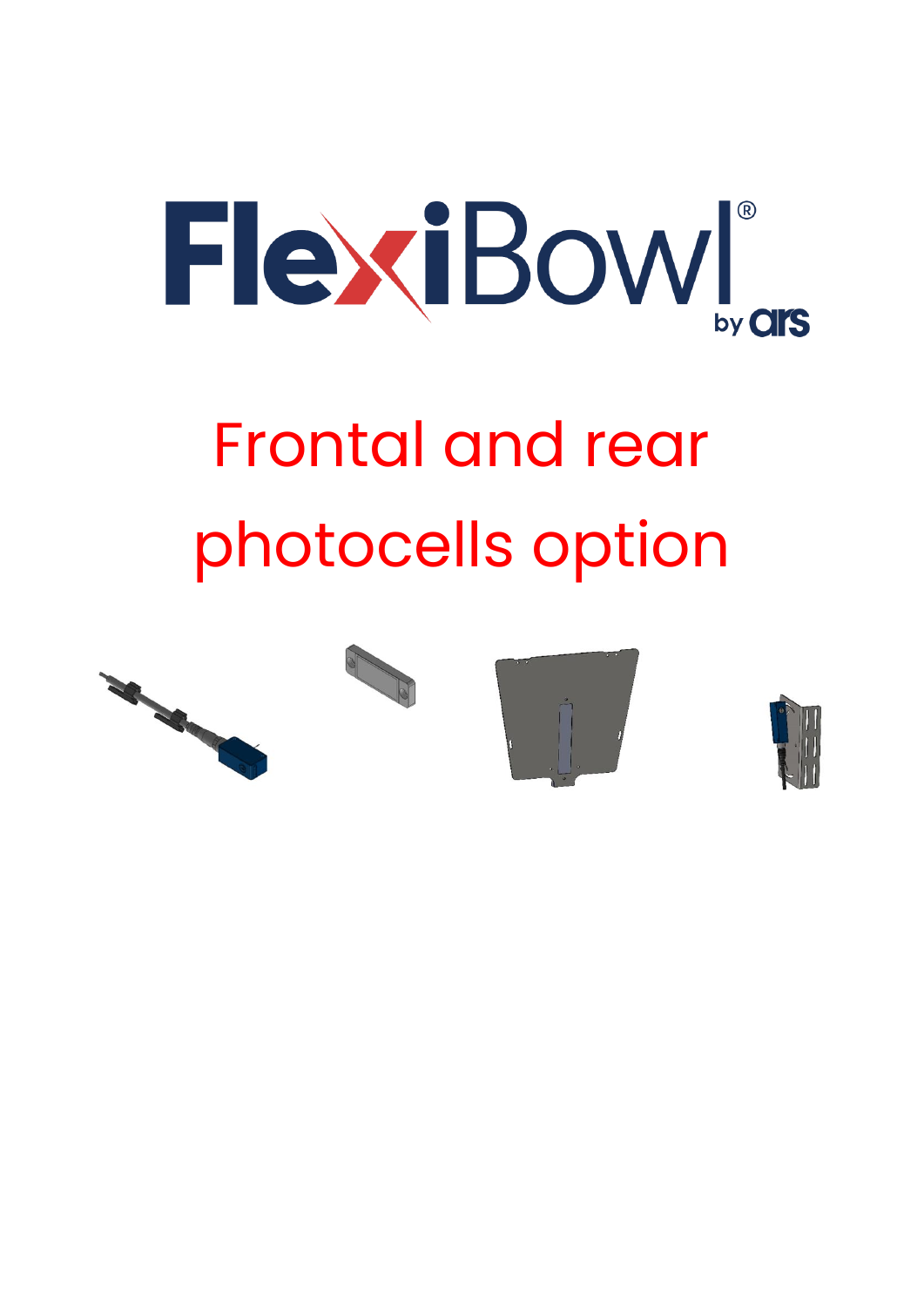# FlexiBowl®

by ars

# Frontal and rear photocells option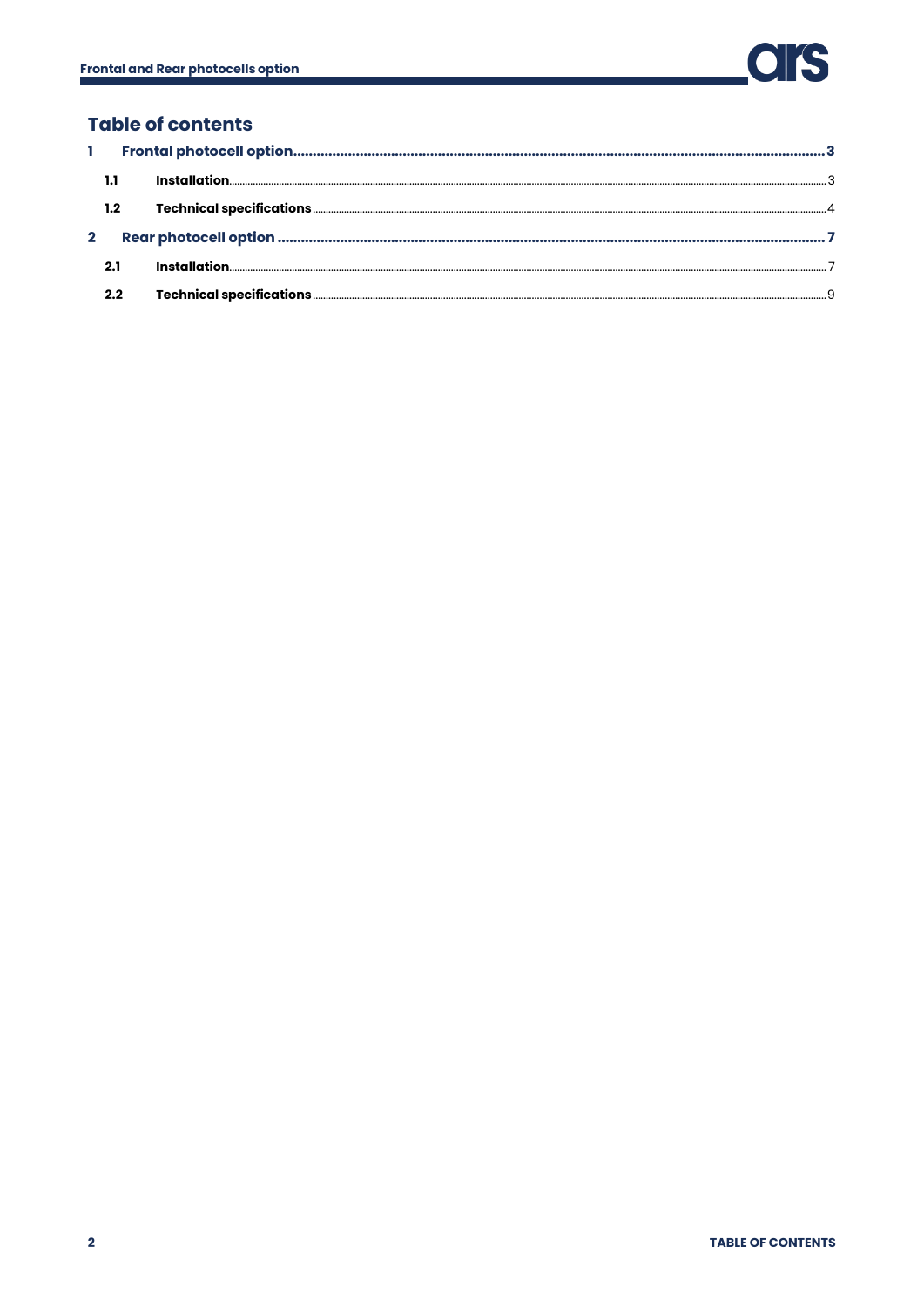## Table of contents

1 Frontal photocell option ... 3

- 1.1 Installation ... 3
- 1.2 Technical specifications ... 4

2 Rear photocell option ... 7

- 2.1 Installation ... 7
- 2.2 Technical specifications ... 9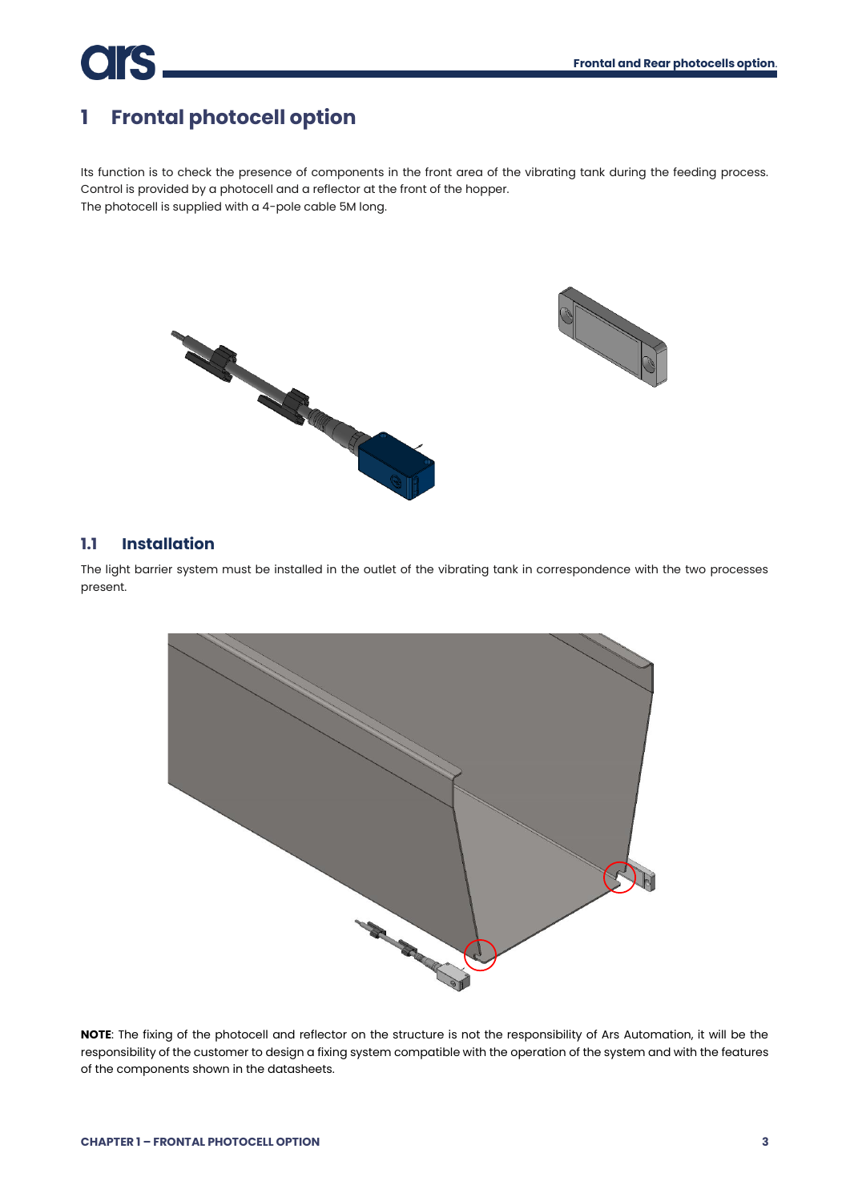# 1 Frontal photocell option

Its function is to check the presence of components in the front area of the vibrating tank during the feeding process. Control is provided by a photocell and a reflector at the front of the hopper.
The photocell is supplied with a 4-pole cable 5M long.

## 1.1 Installation

The light barrier system must be installed in the outlet of the vibrating tank in correspondence with the two processes present.

**NOTE**: The fixing of the photocell and reflector on the structure is not the responsibility of Ars Automation, it will be the responsibility of the customer to design a fixing system compatible with the operation of the system and with the features of the components shown in the datasheets.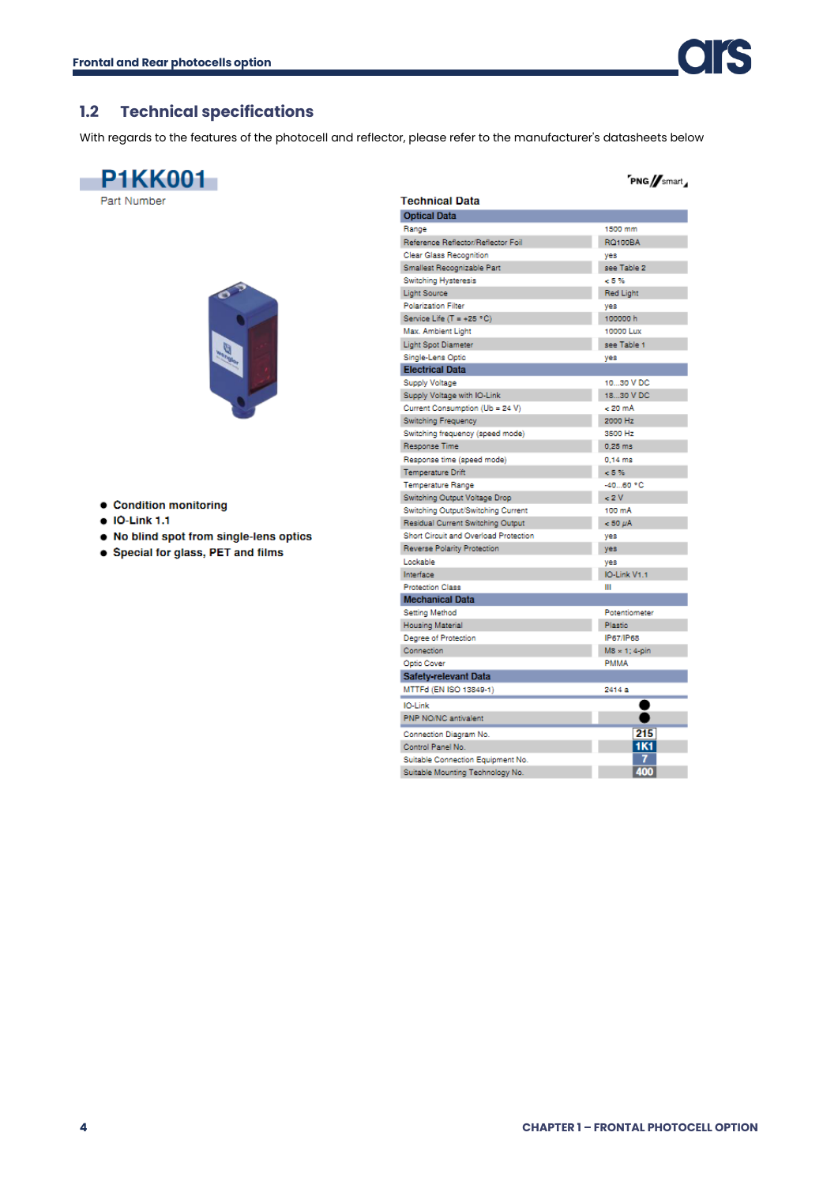## 1.2 Technical specifications

With regards to the features of the photocell and reflector, please refer to the manufacturer's datasheets below

**P1KK001**

Part Number

- **Condition monitoring**
- **IO-Link 1.1**
- **No blind spot from single-lens optics**
- **Special for glass, PET and films**

PNG//smart

**Technical Data**

| Optical Data | |
|---|---|
| Range | 1500 mm |
| Reference Reflector/Reflector Foil | RQ100BA |
| Clear Glass Recognition | yes |
| Smallest Recognizable Part | see Table 2 |
| Switching Hysteresis | < 5 % |
| Light Source | Red Light |
| Polarization Filter | yes |
| Service Life (T = +25 °C) | 100000 h |
| Max. Ambient Light | 10000 Lux |
| Light Spot Diameter | see Table 1 |
| Single-Lens Optic | yes |
| **Electrical Data** | |
| Supply Voltage | 10...30 V DC |
| Supply Voltage with IO-Link | 18...30 V DC |
| Current Consumption (Ub = 24 V) | < 20 mA |
| Switching Frequency | 2000 Hz |
| Switching frequency (speed mode) | 3500 Hz |
| Response Time | 0,25 ms |
| Response time (speed mode) | 0,14 ms |
| Temperature Drift | < 5 % |
| Temperature Range | -40...60 °C |
| Switching Output Voltage Drop | < 2 V |
| Switching Output/Switching Current | 100 mA |
| Residual Current Switching Output | < 50 µA |
| Short Circuit and Overload Protection | yes |
| Reverse Polarity Protection | yes |
| Lockable | yes |
| Interface | IO-Link V1.1 |
| Protection Class | III |
| **Mechanical Data** | |
| Setting Method | Potentiometer |
| Housing Material | Plastic |
| Degree of Protection | IP67/IP68 |
| Connection | M8 × 1; 4-pin |
| Optic Cover | PMMA |
| **Safety-relevant Data** | |
| MTTFd (EN ISO 13849-1) | 2414 a |
| IO-Link | ● |
| PNP NO/NC antivalent | ● |
| Connection Diagram No. | 215 |
| Control Panel No. | 1K1 |
| Suitable Connection Equipment No. | 7 |
| Suitable Mounting Technology No. | 400 |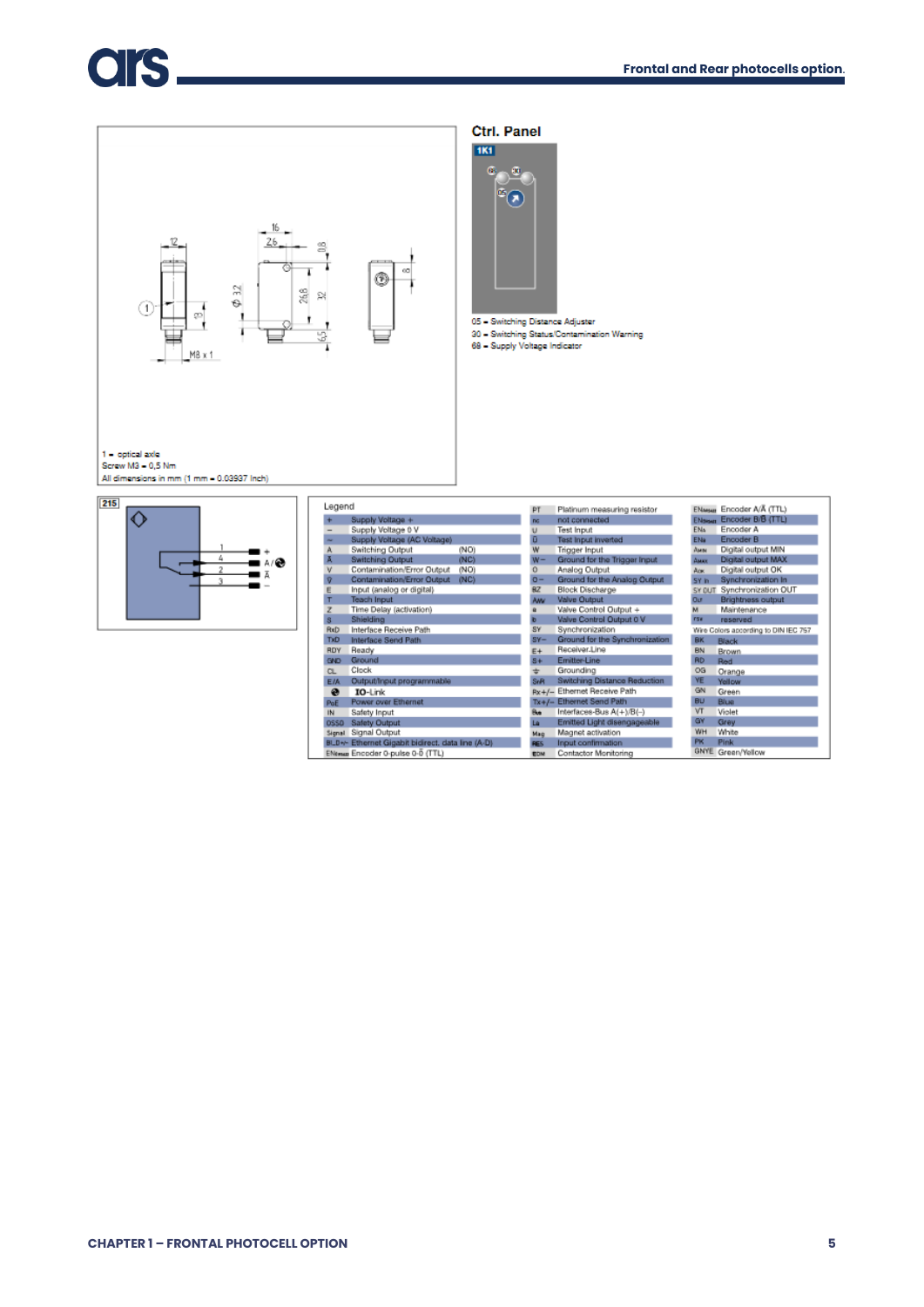1 = optical axle
Screw M3 = 0,5 Nm
All dimensions in mm (1 mm = 0.03937 Inch)

## Ctrl. Panel

1K1

05 = Switching Distance Adjuster
30 = Switching Status/Contamination Warning
68 = Supply Voltage Indicator

215

Legend

| | | | | | |
|---|---|---|---|---|---|
| + | Supply Voltage + | PT | Platinum measuring resistor | ENARS422 | Encoder A/Ā (TTL) |
| – | Supply Voltage 0 V | nc | not connected | ENBRS422 | Encoder B/B̄ (TTL) |
| ~ | Supply Voltage (AC Voltage) | U | Test Input | ENA | Encoder A |
| A | Switching Output (NO) | Ū | Test Input inverted | ENB | Encoder B |
| Ā | Switching Output (NC) | W | Trigger Input | AMIN | Digital output MIN |
| V | Contamination/Error Output (NO) | W– | Ground for the Trigger Input | AMAX | Digital output MAX |
| V̄ | Contamination/Error Output (NC) | O | Analog Output | AOK | Digital output OK |
| E | Input (analog or digital) | O– | Ground for the Analog Output | SY In | Synchronization In |
| T | Teach Input | BZ | Block Discharge | SY OUT | Synchronization OUT |
| Z | Time Delay (activation) | AMV | Valve Output | OLT | Brightness output |
| S | Shielding | a | Valve Control Output + | M | Maintenance |
| RxD | Interface Receive Path | b | Valve Control Output 0 V | rsv | reserved |
| TxD | Interface Send Path | SY | Synchronization | | Wire Colors according to DIN IEC 757 |
| RDY | Ready | SY– | Ground for the Synchronization | BK | Black |
| GND | Ground | E+ | Receiver-Line | BN | Brown |
| CL | Clock | S+ | Emitter-Line | RD | Red |
| E/A | Output/Input programmable | ⏚ | Grounding | OG | Orange |
| | IO-Link | SnR | Switching Distance Reduction | YE | Yellow |
| PoE | Power over Ethernet | Rx+/– | Ethernet Receive Path | GN | Green |
| IN | Safety Input | Tx+/– | Ethernet Send Path | BU | Blue |
| OSSD | Safety Output | Bus | Interfaces-Bus A(+)/B(–) | VT | Violet |
| Signal | Signal Output | La | Emitted Light disengageable | GY | Grey |
| BI_D+/– | Ethernet Gigabit bidirect. data line (A-D) | Mag | Magnet activation | WH | White |
| ENO RS422 | Encoder 0-pulse 0-0̄ (TTL) | RES | Input confirmation | PK | Pink |
| | | EDM | Contactor Monitoring | GNYE | Green/Yellow |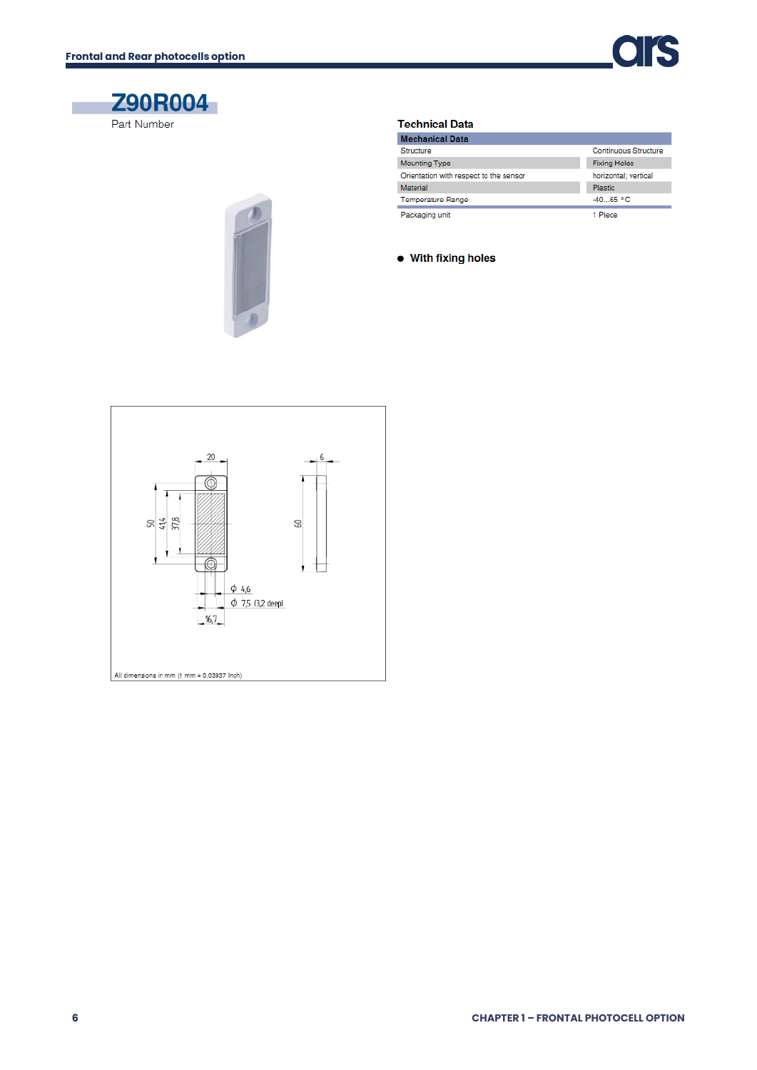# Z90R004

Part Number

## Technical Data

| Mechanical Data | |
|---|---|
| Structure | Continuous Structure |
| Mounting Type | Fixing Holes |
| Orientation with respect to the sensor | horizontal; vertical |
| Material | Plastic |
| Temperature Range | -40...65 °C |
| Packaging unit | 1 Piece |

- **With fixing holes**

All dimensions in mm (1 mm = 0.03937 Inch)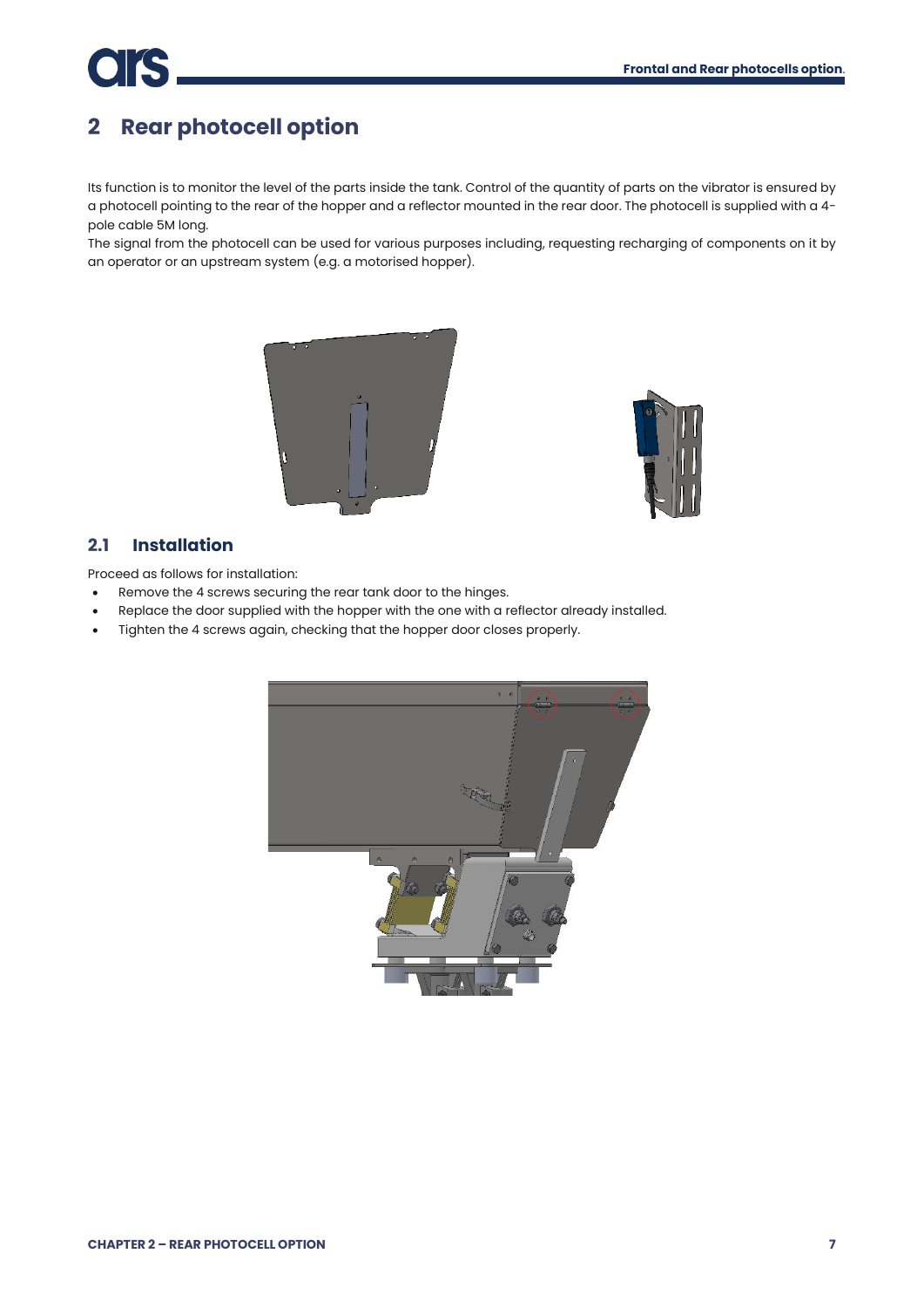## 2 Rear photocell option

Its function is to monitor the level of the parts inside the tank. Control of the quantity of parts on the vibrator is ensured by a photocell pointing to the rear of the hopper and a reflector mounted in the rear door. The photocell is supplied with a 4-pole cable 5M long.
The signal from the photocell can be used for various purposes including, requesting recharging of components on it by an operator or an upstream system (e.g. a motorised hopper).

### 2.1 Installation

Proceed as follows for installation:

- Remove the 4 screws securing the rear tank door to the hinges.
- Replace the door supplied with the hopper with the one with a reflector already installed.
- Tighten the 4 screws again, checking that the hopper door closes properly.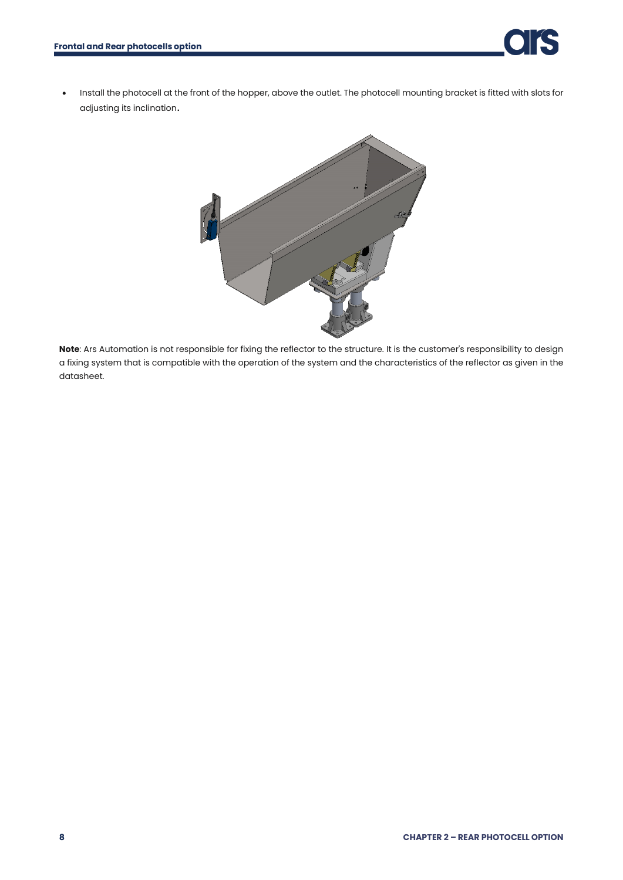- Install the photocell at the front of the hopper, above the outlet. The photocell mounting bracket is fitted with slots for adjusting its inclination.

**Note**: Ars Automation is not responsible for fixing the reflector to the structure. It is the customer's responsibility to design a fixing system that is compatible with the operation of the system and the characteristics of the reflector as given in the datasheet.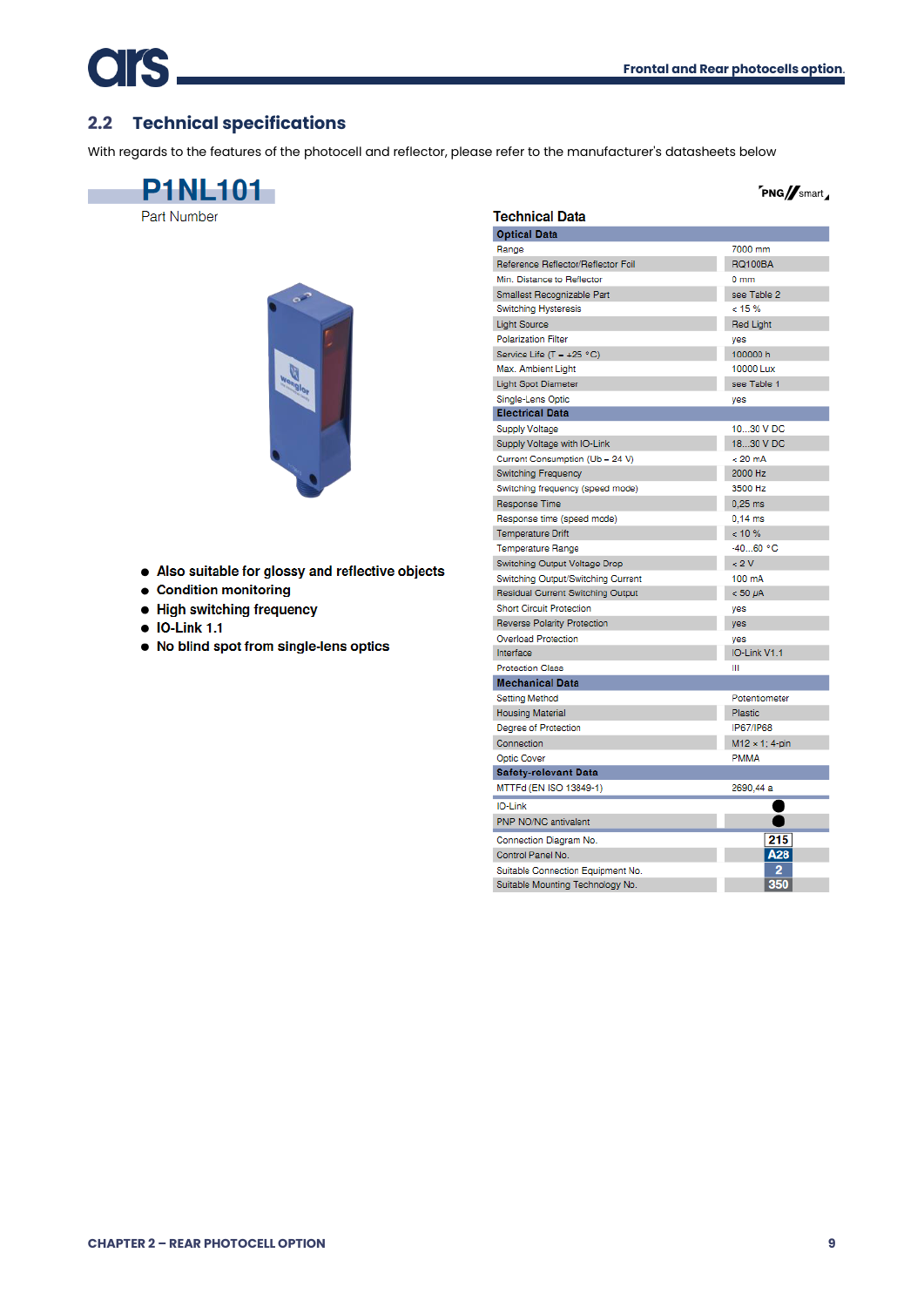## 2.2 Technical specifications

With regards to the features of the photocell and reflector, please refer to the manufacturer's datasheets below

# P1NL101

Part Number

- Also suitable for glossy and reflective objects
- Condition monitoring
- High switching frequency
- IO-Link 1.1
- No blind spot from single-lens optics

PNG//smart

### Technical Data

| **Optical Data** | |
|---|---|
| Range | 7000 mm |
| Reference Reflector/Reflector Foil | RQ100BA |
| Min. Distance to Reflector | 0 mm |
| Smallest Recognizable Part | see Table 2 |
| Switching Hysteresis | < 15 % |
| Light Source | Red Light |
| Polarization Filter | yes |
| Service Life (T = +25 °C) | 100000 h |
| Max. Ambient Light | 10000 Lux |
| Light Spot Diameter | see Table 1 |
| Single-Lens Optic | yes |
| **Electrical Data** | |
| Supply Voltage | 10...30 V DC |
| Supply Voltage with IO-Link | 18...30 V DC |
| Current Consumption (Ub = 24 V) | < 20 mA |
| Switching Frequency | 2000 Hz |
| Switching frequency (speed mode) | 3500 Hz |
| Response Time | 0,25 ms |
| Response time (speed mode) | 0,14 ms |
| Temperature Drift | < 10 % |
| Temperature Range | -40...60 °C |
| Switching Output Voltage Drop | < 2 V |
| Switching Output/Switching Current | 100 mA |
| Residual Current Switching Output | < 50 µA |
| Short Circuit Protection | yes |
| Reverse Polarity Protection | yes |
| Overload Protection | yes |
| Interface | IO-Link V1.1 |
| Protection Class | III |
| **Mechanical Data** | |
| Setting Method | Potentiometer |
| Housing Material | Plastic |
| Degree of Protection | IP67/IP68 |
| Connection | M12 × 1; 4-pin |
| Optic Cover | PMMA |
| **Safety-relevant Data** | |
| MTTFd (EN ISO 13849-1) | 2690,44 a |
| IO-Link | ● |
| PNP NO/NC antivalent | ● |
| Connection Diagram No. | 215 |
| Control Panel No. | A28 |
| Suitable Connection Equipment No. | 2 |
| Suitable Mounting Technology No. | 350 |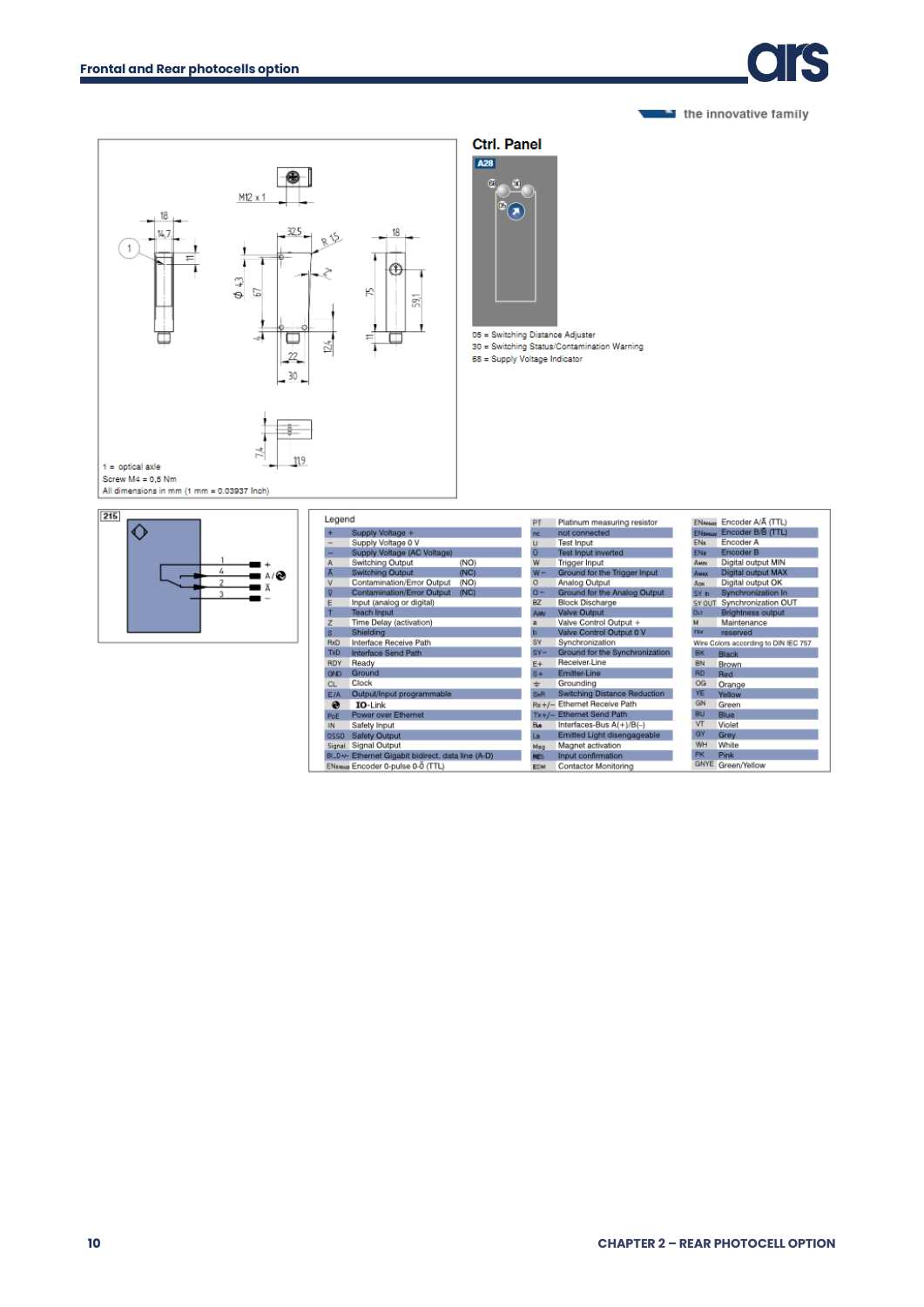## Frontal and Rear photocells option

1 = optical axle
Screw M4 = 0,5 Nm
All dimensions in mm (1 mm = 0.03937 Inch)

### Ctrl. Panel

A28

05 = Switching Distance Adjuster
30 = Switching Status/Contamination Warning
68 = Supply Voltage Indicator

215

### Legend

| | | | | | |
|---|---|---|---|---|---|
| + | Supply Voltage + | PT | Platinum measuring resistor | ENA RS422 | Encoder A/Ā (TTL) |
| – | Supply Voltage 0 V | nc | not connected | ENB RS422 | Encoder B/B̄ (TTL) |
| ~ | Supply Voltage (AC Voltage) | U | Test Input | ENA | Encoder A |
| A | Switching Output (NO) | Ū | Test Input inverted | ENB | Encoder B |
| Ā | Switching Output (NC) | W | Trigger Input | AMIN | Digital output MIN |
| V | Contamination/Error Output (NO) | W– | Ground for the Trigger Input | AMAX | Digital output MAX |
| V̄ | Contamination/Error Output (NC) | O | Analog Output | AOK | Digital output OK |
| E | Input (analog or digital) | O– | Ground for the Analog Output | SY In | Synchronization In |
| T | Teach Input | BZ | Block Discharge | SY OUT | Synchronization OUT |
| Z | Time Delay (activation) | AMV | Valve Output | OLT | Brightness output |
| S | Shielding | a | Valve Control Output + | M | Maintenance |
| RxD | Interface Receive Path | b | Valve Control Output 0 V | rsv | reserved |
| TxD | Interface Send Path | SY | Synchronization | | Wire Colors according to DIN IEC 757 |
| RDY | Ready | SY– | Ground for the Synchronization | BK | Black |
| GND | Ground | E+ | Receiver-Line | BN | Brown |
| CL | Clock | S+ | Emitter-Line | RD | Red |
| E/A | Output/Input programmable | ⏚ | Grounding | OG | Orange |
| | IO-Link | SnR | Switching Distance Reduction | YE | Yellow |
| PoE | Power over Ethernet | Rx+/– | Ethernet Receive Path | GN | Green |
| IN | Safety Input | Tx+/– | Ethernet Send Path | BU | Blue |
| OSSD | Safety Output | Bus | Interfaces-Bus A(+)/B(–) | VT | Violet |
| Signal | Signal Output | La | Emitted Light disengageable | GY | Grey |
| BI_D+/- | Ethernet Gigabit bidirect. data line (A-D) | Mag | Magnet activation | WH | White |
| EN0 RS422 | Encoder 0-pulse 0-0̄ (TTL) | RES | Input confirmation | PK | Pink |
| | | EDM | Contactor Monitoring | GNYE | Green/Yellow |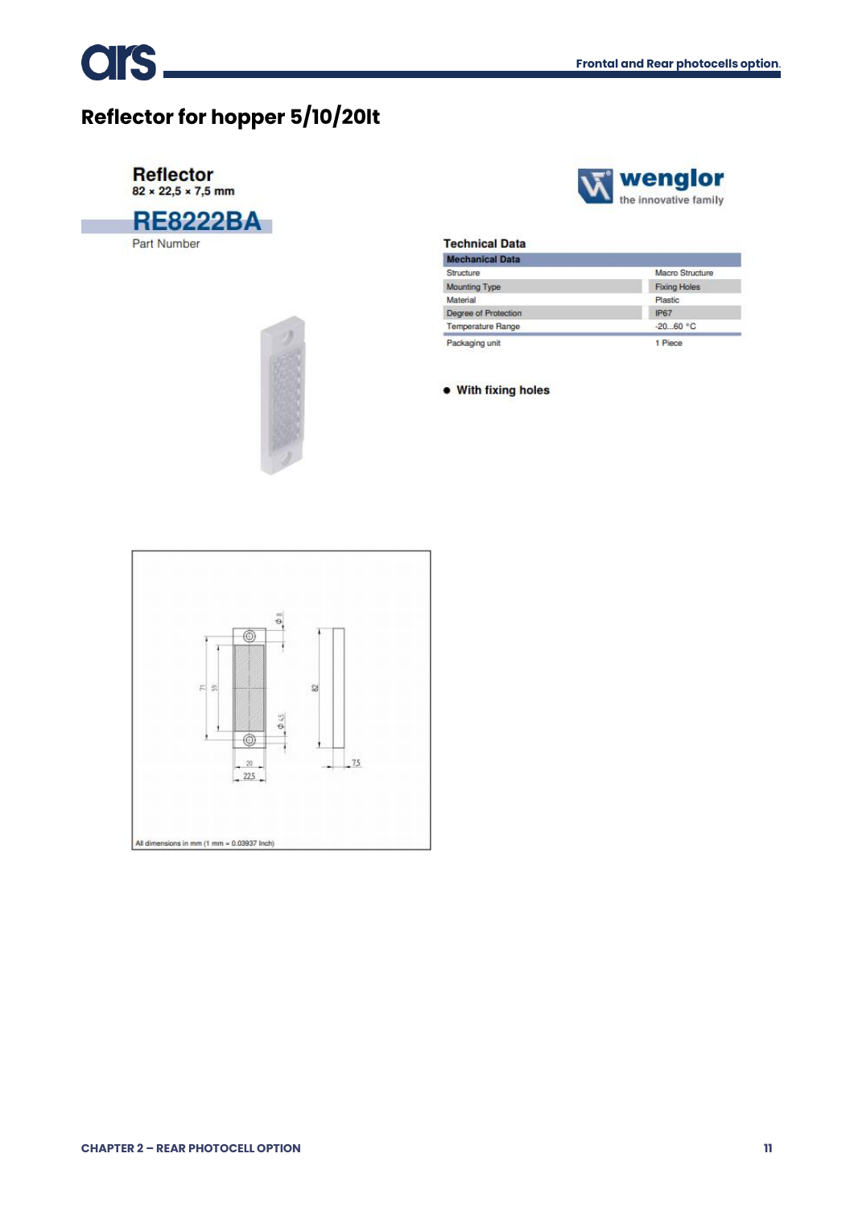# Reflector for hopper 5/10/20lt

**Reflector**
82 × 22,5 × 7,5 mm

**RE8222BA**
Part Number

wenglor
the innovative family

### Technical Data

| Mechanical Data | |
|---|---|
| Structure | Macro Structure |
| Mounting Type | Fixing Holes |
| Material | Plastic |
| Degree of Protection | IP67 |
| Temperature Range | -20...60 °C |
| Packaging unit | 1 Piece |

- **With fixing holes**

All dimensions in mm (1 mm = 0.03937 Inch)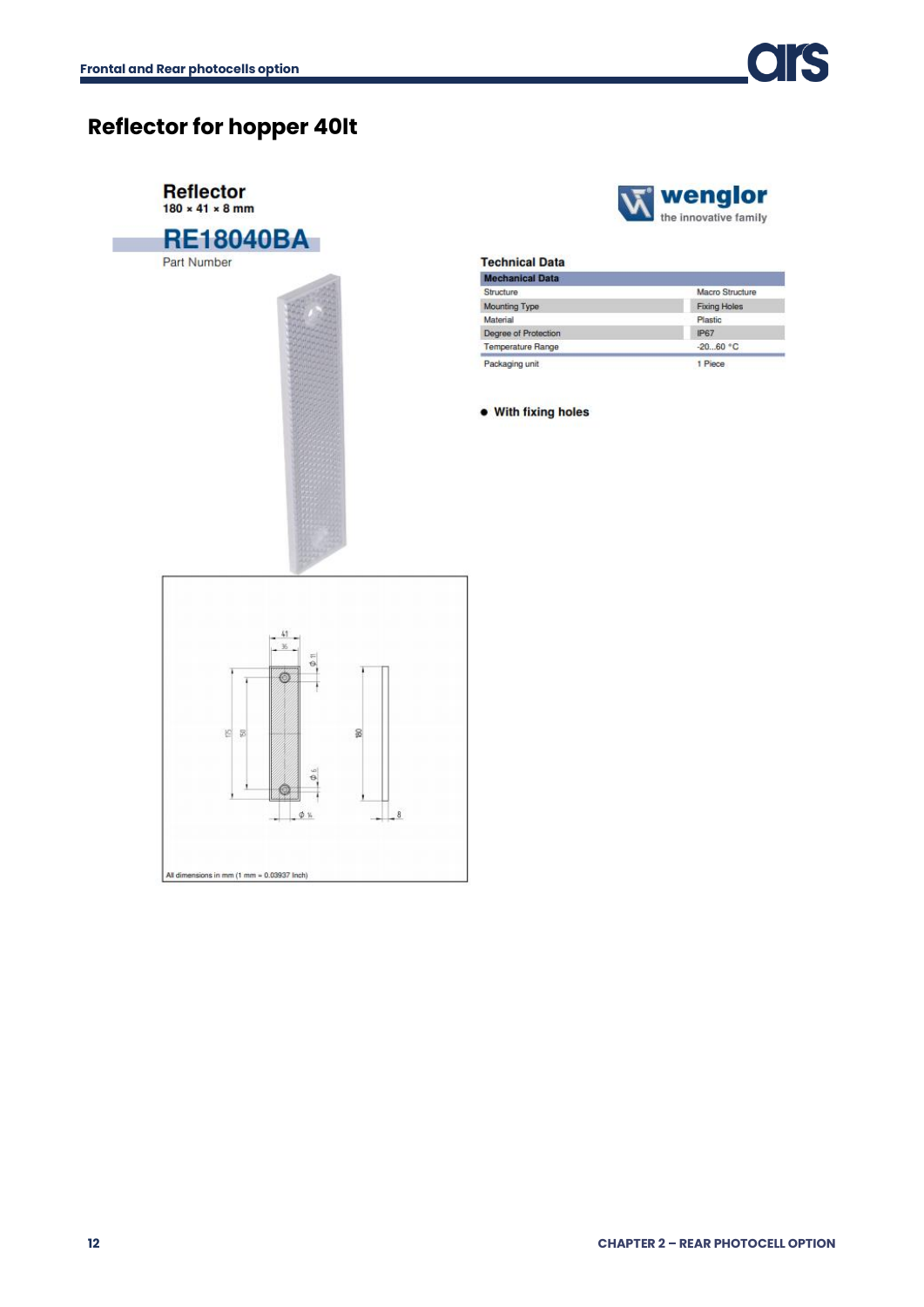# Reflector for hopper 40lt

**Reflector**
**180 × 41 × 8 mm**

## RE18040BA

Part Number

wenglor
the innovative family

**Technical Data**

| Mechanical Data | |
|---|---|
| Structure | Macro Structure |
| Mounting Type | Fixing Holes |
| Material | Plastic |
| Degree of Protection | IP67 |
| Temperature Range | -20...60 °C |
| Packaging unit | 1 Piece |

- **With fixing holes**

All dimensions in mm (1 mm = 0.03937 Inch)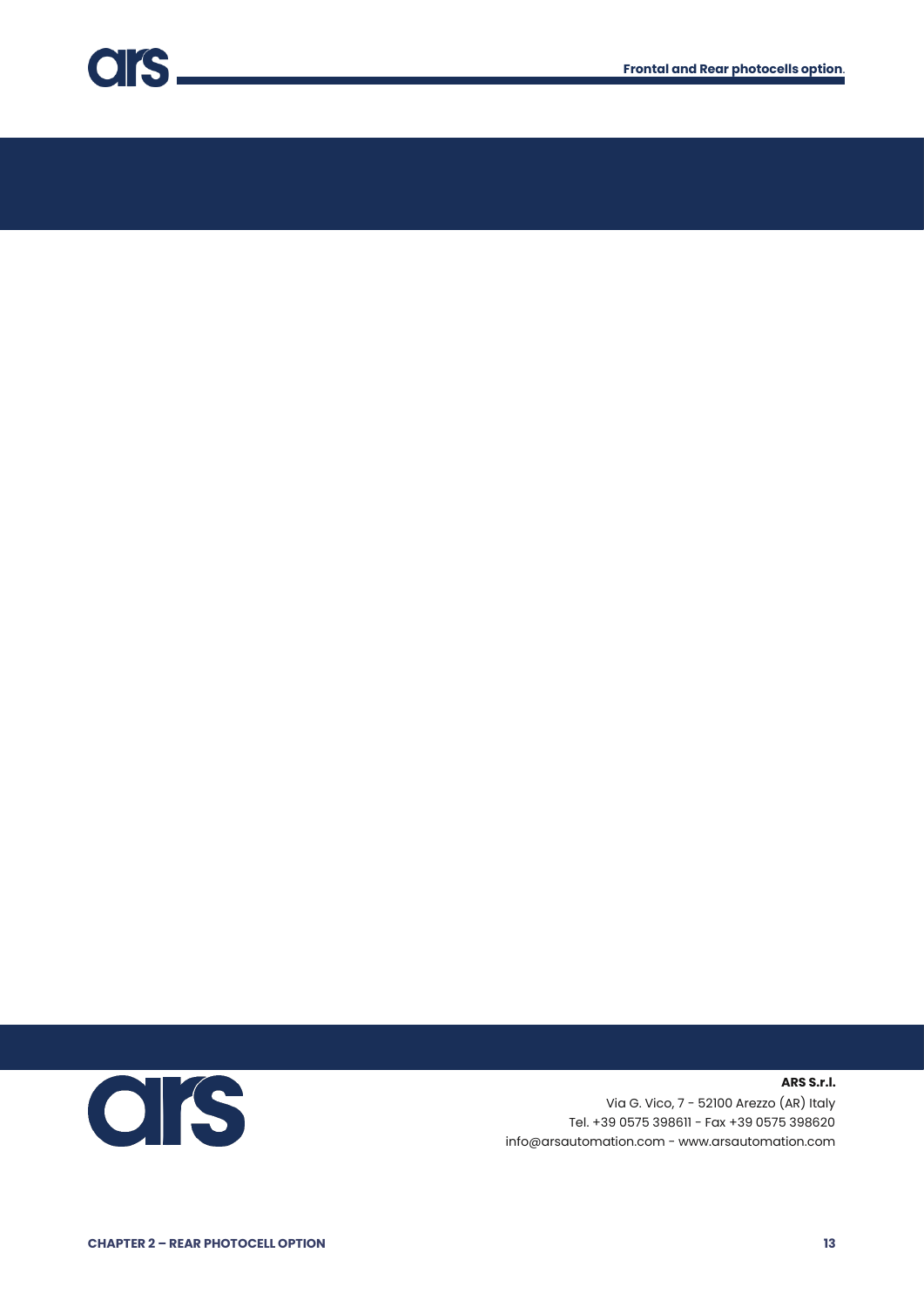**ARS S.r.l.**

Via G. Vico, 7 - 52100 Arezzo (AR) Italy
Tel. +39 0575 398611 - Fax +39 0575 398620
info@arsautomation.com - www.arsautomation.com